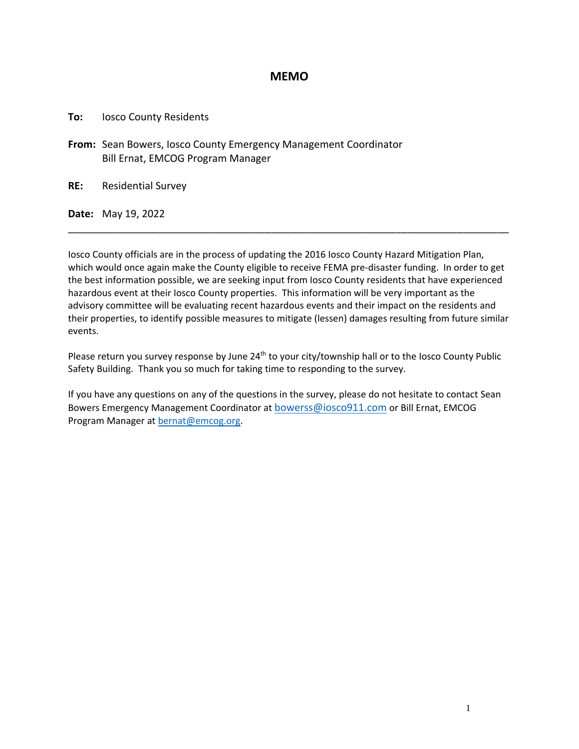# MEMO

**To:** Iosco County Residents

**From:** Sean Bowers, Iosco County Emergency Management Coordinator
Bill Ernat, EMCOG Program Manager

**RE:** Residential Survey

**Date:** May 19, 2022

---

Iosco County officials are in the process of updating the 2016 Iosco County Hazard Mitigation Plan, which would once again make the County eligible to receive FEMA pre-disaster funding. In order to get the best information possible, we are seeking input from Iosco County residents that have experienced hazardous event at their Iosco County properties. This information will be very important as the advisory committee will be evaluating recent hazardous events and their impact on the residents and their properties, to identify possible measures to mitigate (lessen) damages resulting from future similar events.

Please return you survey response by June 24th to your city/township hall or to the Iosco County Public Safety Building. Thank you so much for taking time to responding to the survey.

If you have any questions on any of the questions in the survey, please do not hesitate to contact Sean Bowers Emergency Management Coordinator at bowerss@iosco911.com or Bill Ernat, EMCOG Program Manager at bernat@emcog.org.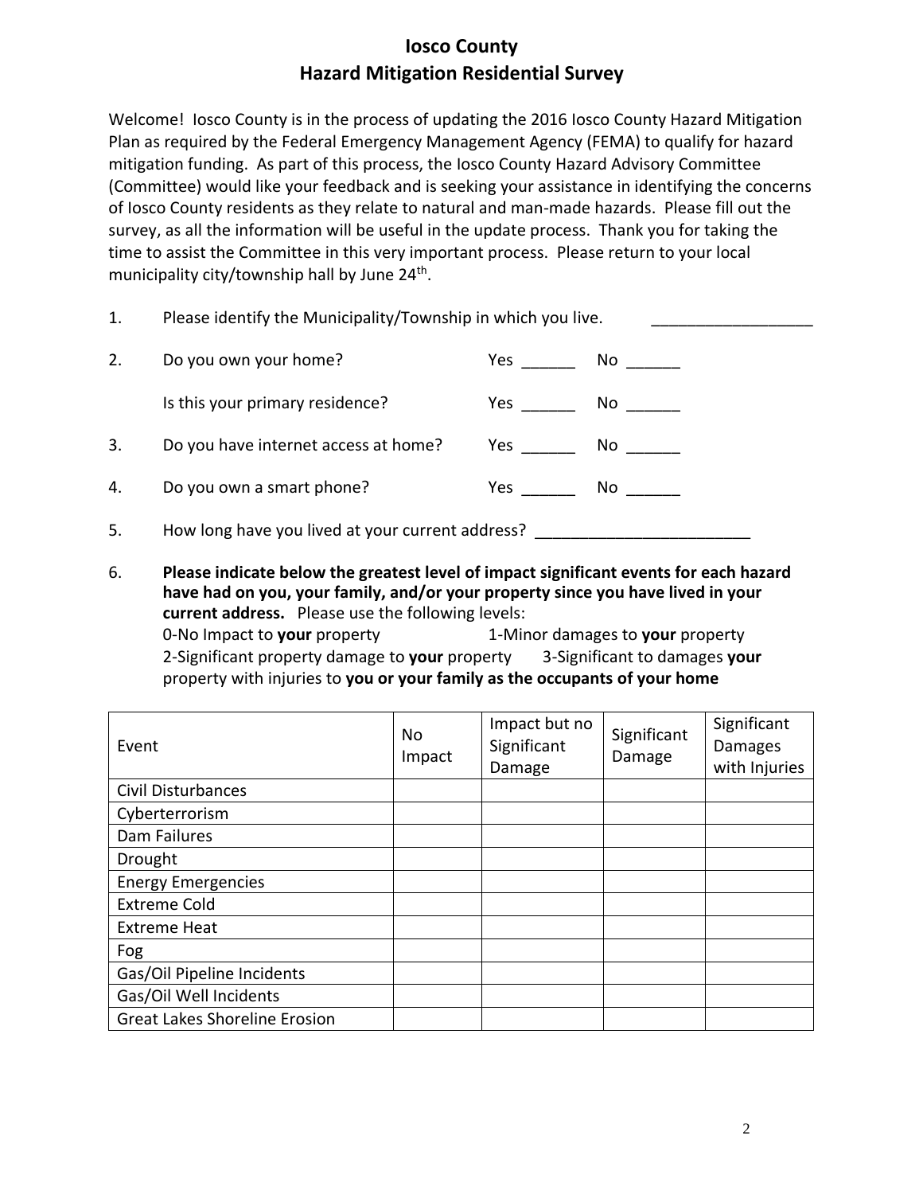# Iosco County
## Hazard Mitigation Residential Survey

Welcome! Iosco County is in the process of updating the 2016 Iosco County Hazard Mitigation Plan as required by the Federal Emergency Management Agency (FEMA) to qualify for hazard mitigation funding. As part of this process, the Iosco County Hazard Advisory Committee (Committee) would like your feedback and is seeking your assistance in identifying the concerns of Iosco County residents as they relate to natural and man-made hazards. Please fill out the survey, as all the information will be useful in the update process. Thank you for taking the time to assist the Committee in this very important process. Please return to your local municipality city/township hall by June 24th.

1. Please identify the Municipality/Township in which you live. ___________________

2. Do you own your home? Yes ______ No ______

   Is this your primary residence? Yes ______ No ______

3. Do you have internet access at home? Yes ______ No ______

4. Do you own a smart phone? Yes ______ No ______

5. How long have you lived at your current address? _________________________

6. **Please indicate below the greatest level of impact significant events for each hazard have had on you, your family, and/or your property since you have lived in your current address.** Please use the following levels:
   0-No Impact to **your** property 1-Minor damages to **your** property
   2-Significant property damage to **your** property 3-Significant to damages **your** property with injuries to **you or your family as the occupants of your home**

| Event | No Impact | Impact but no Significant Damage | Significant Damage | Significant Damages with Injuries |
|---|---|---|---|---|
| Civil Disturbances | | | | |
| Cyberterrorism | | | | |
| Dam Failures | | | | |
| Drought | | | | |
| Energy Emergencies | | | | |
| Extreme Cold | | | | |
| Extreme Heat | | | | |
| Fog | | | | |
| Gas/Oil Pipeline Incidents | | | | |
| Gas/Oil Well Incidents | | | | |
| Great Lakes Shoreline Erosion | | | | |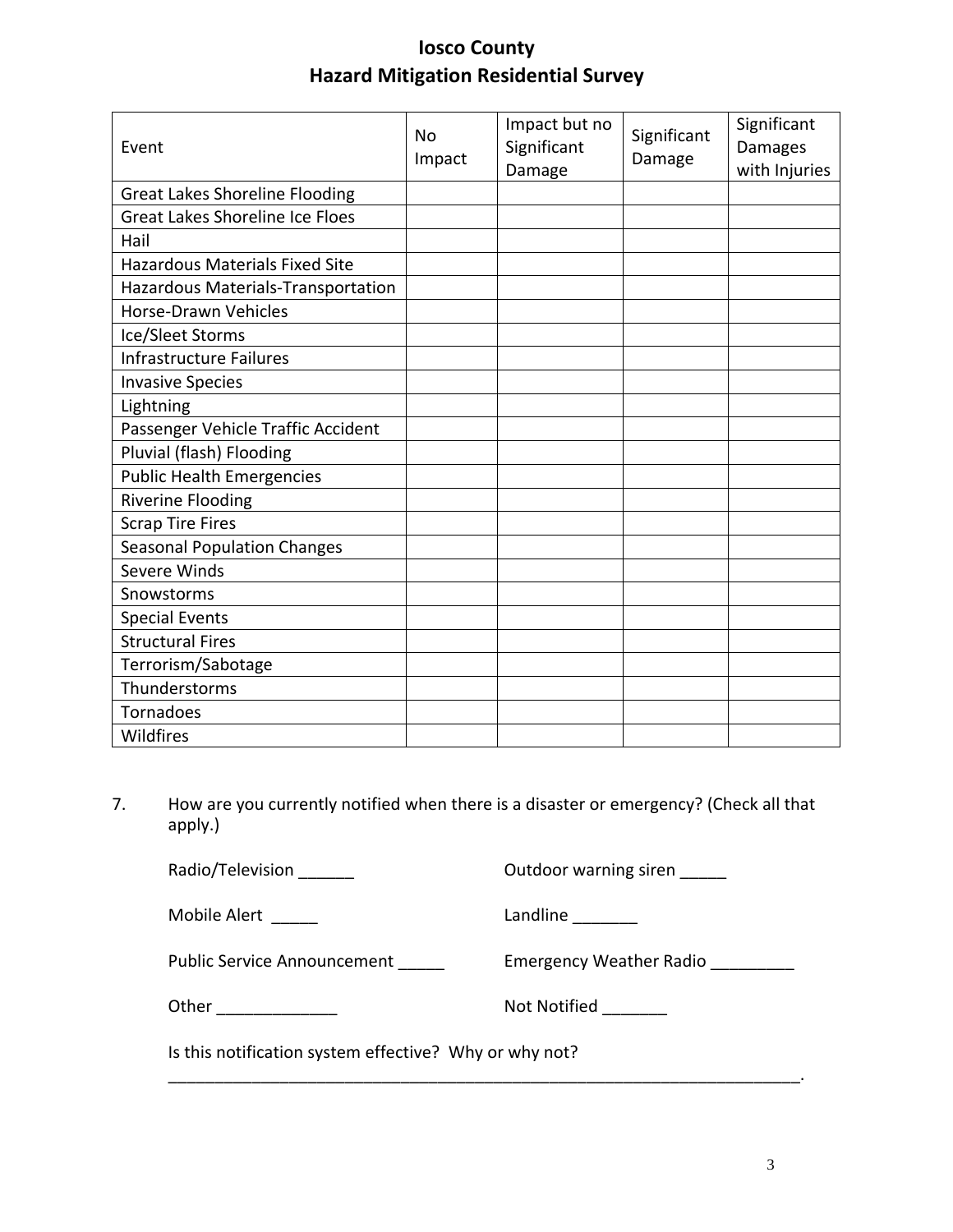# Iosco County
# Hazard Mitigation Residential Survey

| Event | No Impact | Impact but no Significant Damage | Significant Damage | Significant Damages with Injuries |
|---|---|---|---|---|
| Great Lakes Shoreline Flooding | | | | |
| Great Lakes Shoreline Ice Floes | | | | |
| Hail | | | | |
| Hazardous Materials Fixed Site | | | | |
| Hazardous Materials-Transportation | | | | |
| Horse-Drawn Vehicles | | | | |
| Ice/Sleet Storms | | | | |
| Infrastructure Failures | | | | |
| Invasive Species | | | | |
| Lightning | | | | |
| Passenger Vehicle Traffic Accident | | | | |
| Pluvial (flash) Flooding | | | | |
| Public Health Emergencies | | | | |
| Riverine Flooding | | | | |
| Scrap Tire Fires | | | | |
| Seasonal Population Changes | | | | |
| Severe Winds | | | | |
| Snowstorms | | | | |
| Special Events | | | | |
| Structural Fires | | | | |
| Terrorism/Sabotage | | | | |
| Thunderstorms | | | | |
| Tornadoes | | | | |
| Wildfires | | | | |

7. How are you currently notified when there is a disaster or emergency? (Check all that apply.)

   Radio/Television ______ Outdoor warning siren _____

   Mobile Alert _____ Landline _______

   Public Service Announcement _____ Emergency Weather Radio _________

   Other _____________ Not Notified _______

   Is this notification system effective? Why or why not?

   ______________________________________________________________________.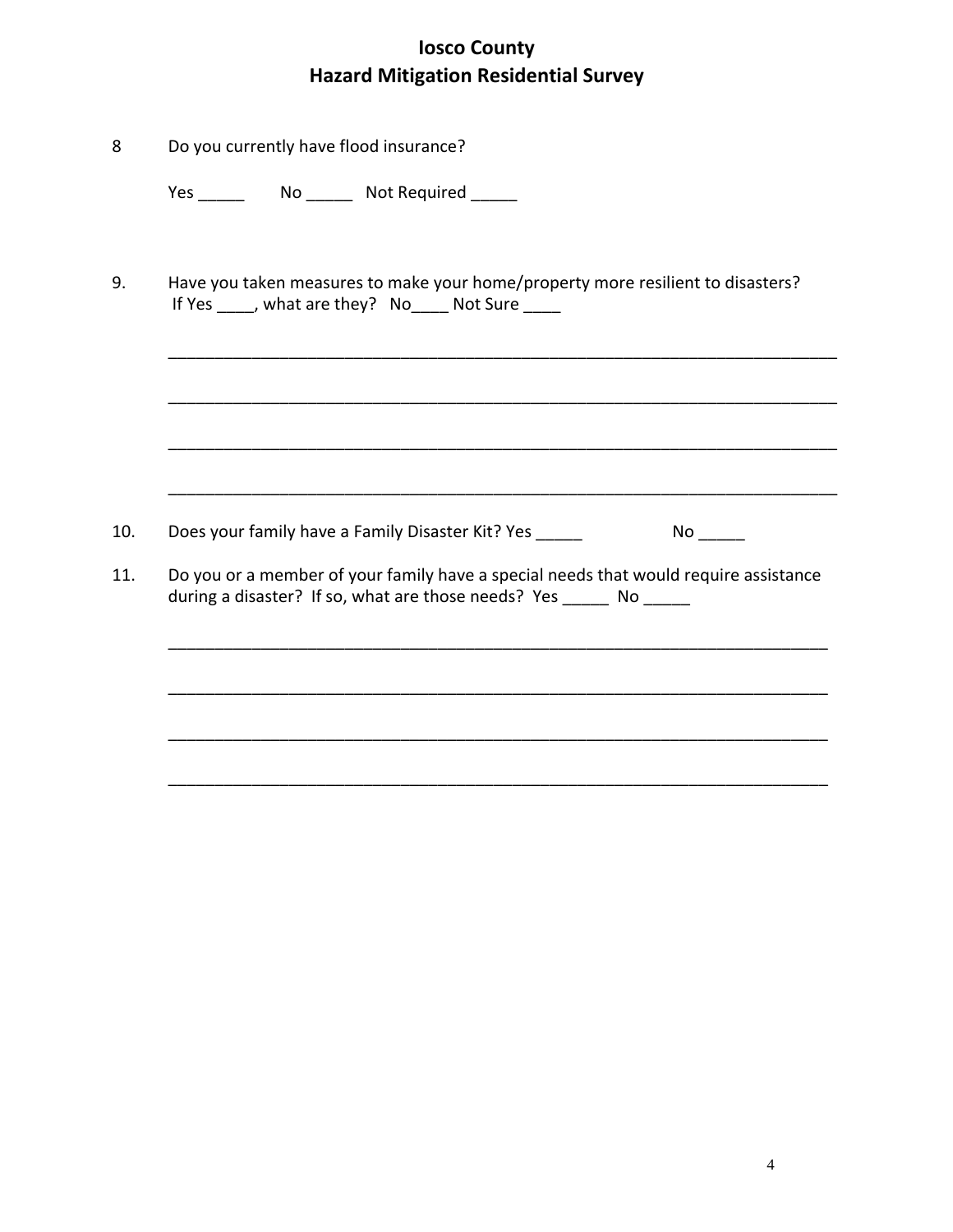# Iosco County
## Hazard Mitigation Residential Survey

8 Do you currently have flood insurance?

Yes _____ No _____ Not Required _____

9. Have you taken measures to make your home/property more resilient to disasters? If Yes ____, what are they? No____ Not Sure ____

_____________________________________________________________________________

_____________________________________________________________________________

_____________________________________________________________________________

_____________________________________________________________________________

10. Does your family have a Family Disaster Kit? Yes _____ No _____

11. Do you or a member of your family have a special needs that would require assistance during a disaster? If so, what are those needs? Yes _____ No _____

_____________________________________________________________________________

_____________________________________________________________________________

_____________________________________________________________________________

_____________________________________________________________________________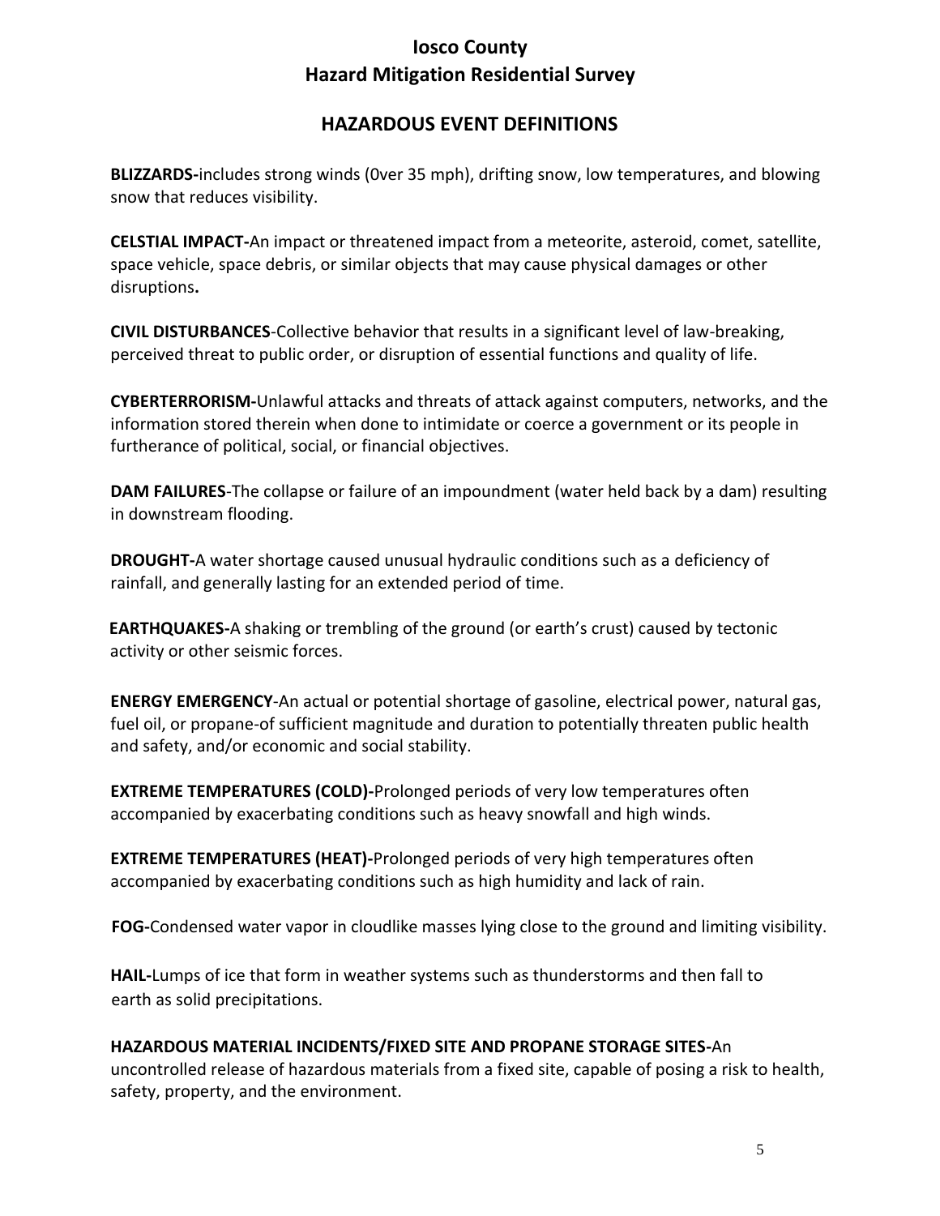# Iosco County
# Hazard Mitigation Residential Survey

## HAZARDOUS EVENT DEFINITIONS

**BLIZZARDS-**includes strong winds (0ver 35 mph), drifting snow, low temperatures, and blowing snow that reduces visibility.

**CELSTIAL IMPACT-**An impact or threatened impact from a meteorite, asteroid, comet, satellite, space vehicle, space debris, or similar objects that may cause physical damages or other disruptions**.**

**CIVIL DISTURBANCES**-Collective behavior that results in a significant level of law-breaking, perceived threat to public order, or disruption of essential functions and quality of life.

**CYBERTERRORISM-**Unlawful attacks and threats of attack against computers, networks, and the information stored therein when done to intimidate or coerce a government or its people in furtherance of political, social, or financial objectives.

**DAM FAILURES**-The collapse or failure of an impoundment (water held back by a dam) resulting in downstream flooding.

**DROUGHT-**A water shortage caused unusual hydraulic conditions such as a deficiency of rainfall, and generally lasting for an extended period of time.

**EARTHQUAKES-**A shaking or trembling of the ground (or earth's crust) caused by tectonic activity or other seismic forces.

**ENERGY EMERGENCY**-An actual or potential shortage of gasoline, electrical power, natural gas, fuel oil, or propane-of sufficient magnitude and duration to potentially threaten public health and safety, and/or economic and social stability.

**EXTREME TEMPERATURES (COLD)-**Prolonged periods of very low temperatures often accompanied by exacerbating conditions such as heavy snowfall and high winds.

**EXTREME TEMPERATURES (HEAT)-**Prolonged periods of very high temperatures often accompanied by exacerbating conditions such as high humidity and lack of rain.

**FOG-**Condensed water vapor in cloudlike masses lying close to the ground and limiting visibility.

**HAIL-**Lumps of ice that form in weather systems such as thunderstorms and then fall to earth as solid precipitations.

**HAZARDOUS MATERIAL INCIDENTS/FIXED SITE AND PROPANE STORAGE SITES-**An uncontrolled release of hazardous materials from a fixed site, capable of posing a risk to health, safety, property, and the environment.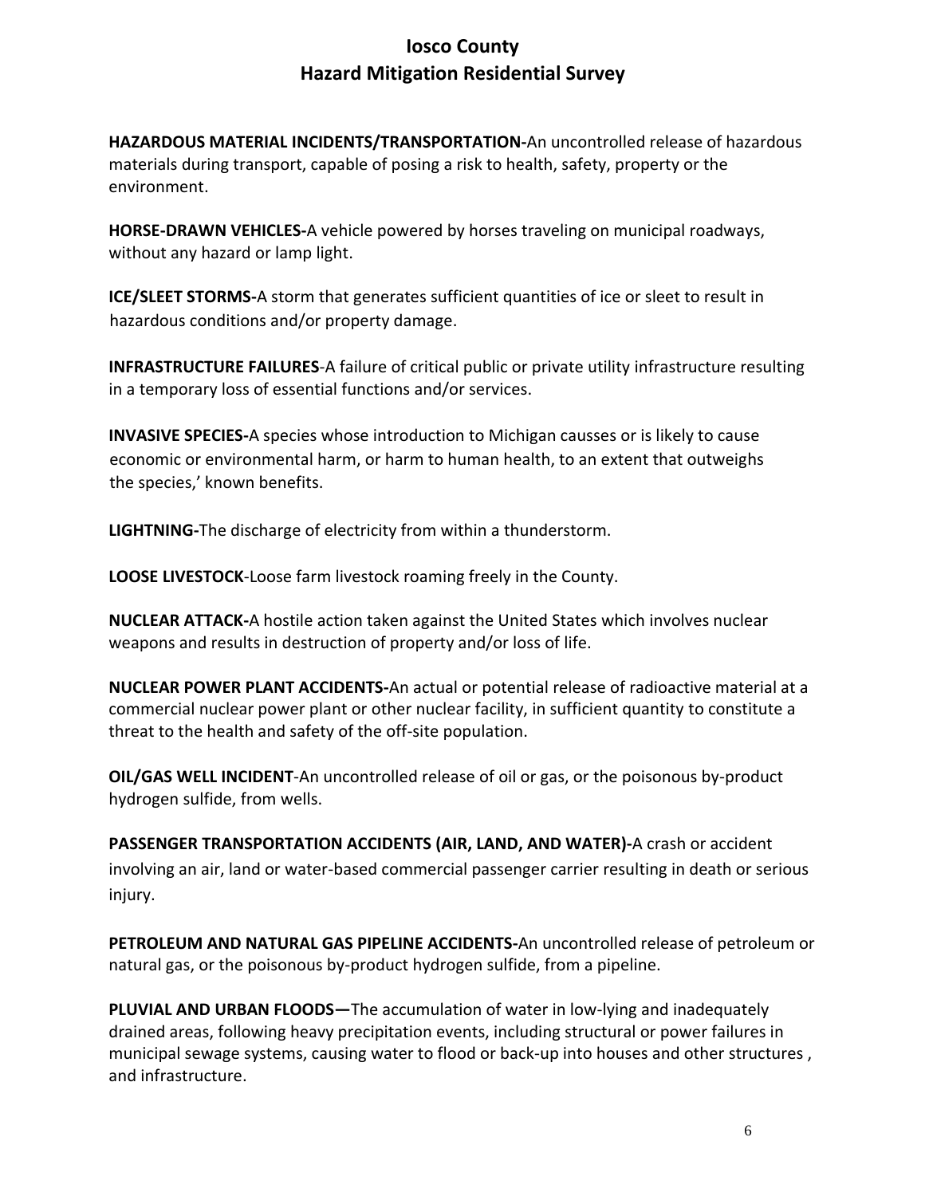# Iosco County
## Hazard Mitigation Residential Survey

**HAZARDOUS MATERIAL INCIDENTS/TRANSPORTATION-**An uncontrolled release of hazardous materials during transport, capable of posing a risk to health, safety, property or the environment.

**HORSE-DRAWN VEHICLES-**A vehicle powered by horses traveling on municipal roadways, without any hazard or lamp light.

**ICE/SLEET STORMS-**A storm that generates sufficient quantities of ice or sleet to result in hazardous conditions and/or property damage.

**INFRASTRUCTURE FAILURES**-A failure of critical public or private utility infrastructure resulting in a temporary loss of essential functions and/or services.

**INVASIVE SPECIES-**A species whose introduction to Michigan causses or is likely to cause economic or environmental harm, or harm to human health, to an extent that outweighs the species,' known benefits.

**LIGHTNING-**The discharge of electricity from within a thunderstorm.

**LOOSE LIVESTOCK**-Loose farm livestock roaming freely in the County.

**NUCLEAR ATTACK-**A hostile action taken against the United States which involves nuclear weapons and results in destruction of property and/or loss of life.

**NUCLEAR POWER PLANT ACCIDENTS-**An actual or potential release of radioactive material at a commercial nuclear power plant or other nuclear facility, in sufficient quantity to constitute a threat to the health and safety of the off-site population.

**OIL/GAS WELL INCIDENT**-An uncontrolled release of oil or gas, or the poisonous by-product hydrogen sulfide, from wells.

**PASSENGER TRANSPORTATION ACCIDENTS (AIR, LAND, AND WATER)-**A crash or accident involving an air, land or water-based commercial passenger carrier resulting in death or serious injury.

**PETROLEUM AND NATURAL GAS PIPELINE ACCIDENTS-**An uncontrolled release of petroleum or natural gas, or the poisonous by-product hydrogen sulfide, from a pipeline.

**PLUVIAL AND URBAN FLOODS—**The accumulation of water in low-lying and inadequately drained areas, following heavy precipitation events, including structural or power failures in municipal sewage systems, causing water to flood or back-up into houses and other structures , and infrastructure.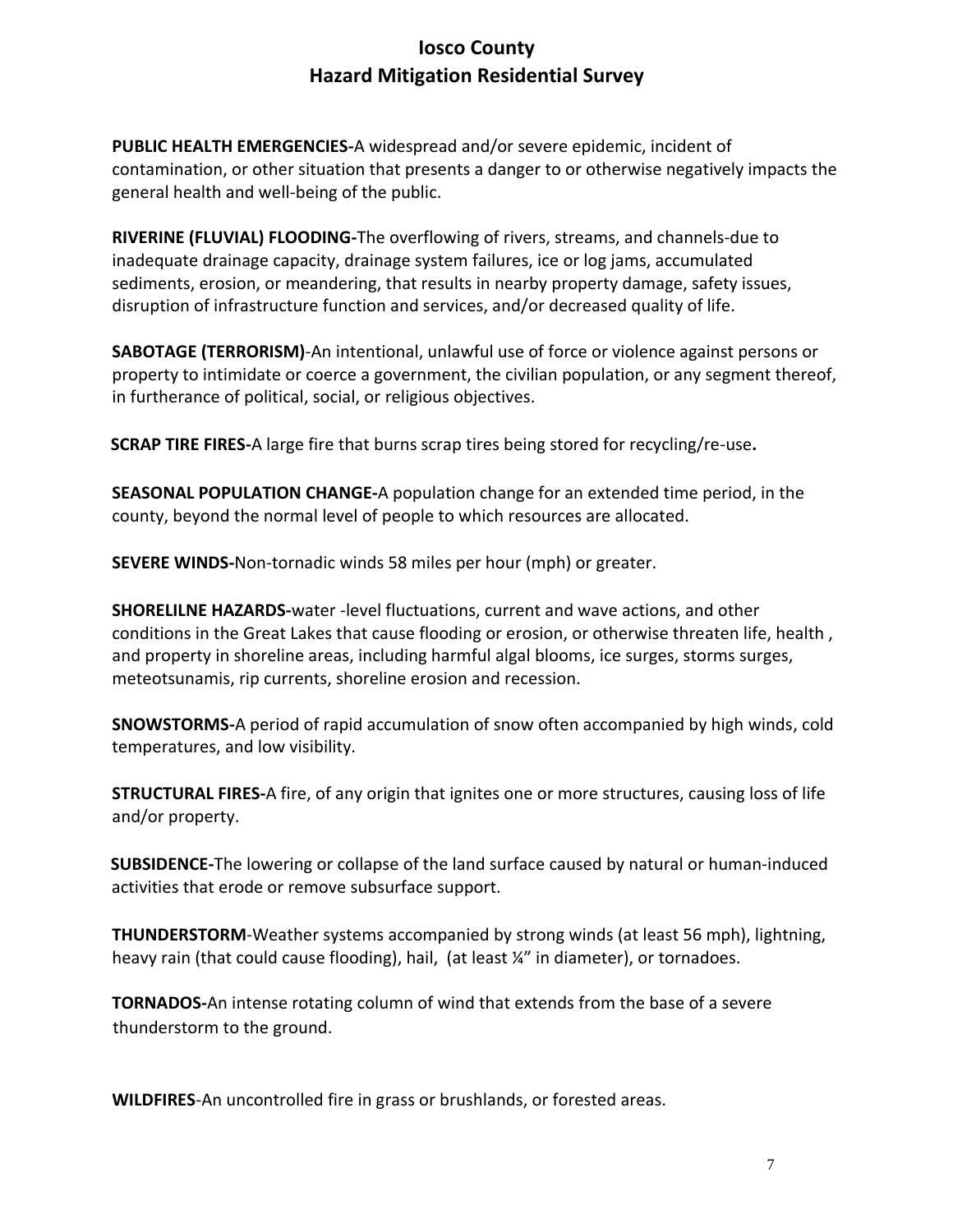# Iosco County
## Hazard Mitigation Residential Survey

**PUBLIC HEALTH EMERGENCIES-**A widespread and/or severe epidemic, incident of contamination, or other situation that presents a danger to or otherwise negatively impacts the general health and well-being of the public.

**RIVERINE (FLUVIAL) FLOODING-**The overflowing of rivers, streams, and channels-due to inadequate drainage capacity, drainage system failures, ice or log jams, accumulated sediments, erosion, or meandering, that results in nearby property damage, safety issues, disruption of infrastructure function and services, and/or decreased quality of life.

**SABOTAGE (TERRORISM)**-An intentional, unlawful use of force or violence against persons or property to intimidate or coerce a government, the civilian population, or any segment thereof, in furtherance of political, social, or religious objectives.

**SCRAP TIRE FIRES-**A large fire that burns scrap tires being stored for recycling/re-use**.**

**SEASONAL POPULATION CHANGE-**A population change for an extended time period, in the county, beyond the normal level of people to which resources are allocated.

**SEVERE WINDS-**Non-tornadic winds 58 miles per hour (mph) or greater.

**SHORELILNE HAZARDS-**water -level fluctuations, current and wave actions, and other conditions in the Great Lakes that cause flooding or erosion, or otherwise threaten life, health , and property in shoreline areas, including harmful algal blooms, ice surges, storms surges, meteotsunamis, rip currents, shoreline erosion and recession.

**SNOWSTORMS-**A period of rapid accumulation of snow often accompanied by high winds, cold temperatures, and low visibility.

**STRUCTURAL FIRES-**A fire, of any origin that ignites one or more structures, causing loss of life and/or property.

**SUBSIDENCE-**The lowering or collapse of the land surface caused by natural or human-induced activities that erode or remove subsurface support.

**THUNDERSTORM**-Weather systems accompanied by strong winds (at least 56 mph), lightning, heavy rain (that could cause flooding), hail, (at least ¼" in diameter), or tornadoes.

**TORNADOS-**An intense rotating column of wind that extends from the base of a severe thunderstorm to the ground.

**WILDFIRES**-An uncontrolled fire in grass or brushlands, or forested areas.